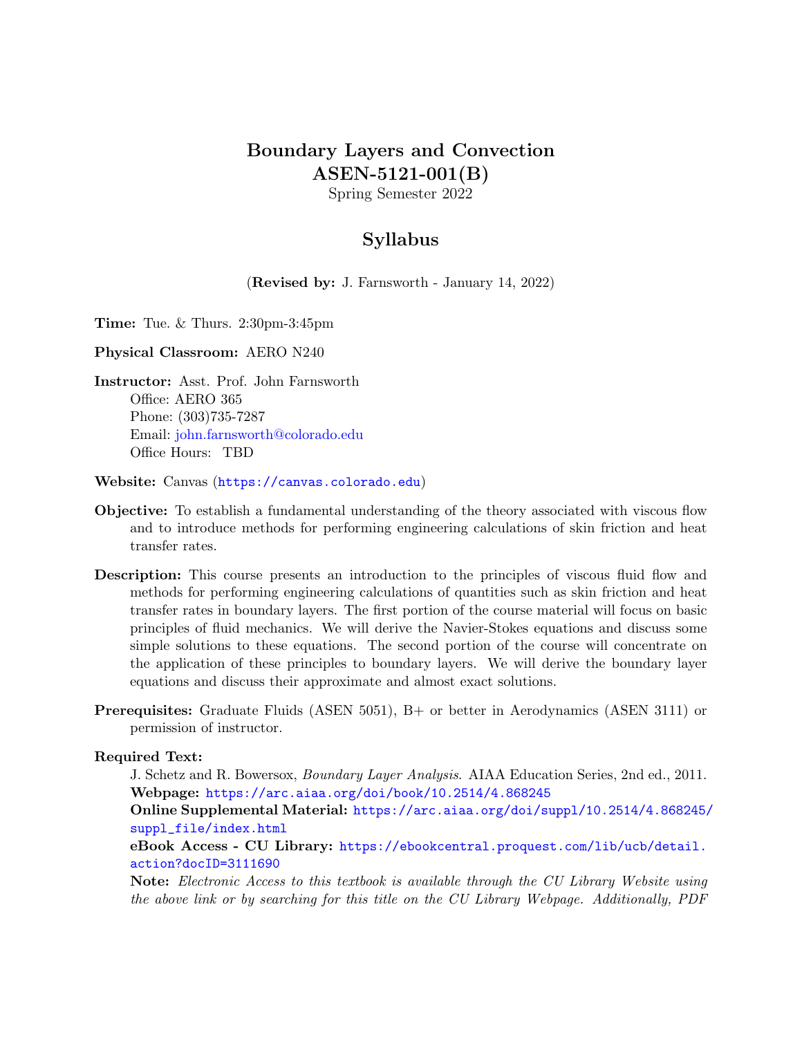# Boundary Layers and Convection
# ASEN-5121-001(B)

Spring Semester 2022

## Syllabus

(**Revised by:** J. Farnsworth - January 14, 2022)

**Time:** Tue. & Thurs. 2:30pm-3:45pm

**Physical Classroom:** AERO N240

**Instructor:** Asst. Prof. John Farnsworth
Office: AERO 365
Phone: (303)735-7287
Email: john.farnsworth@colorado.edu
Office Hours: TBD

**Website:** Canvas (https://canvas.colorado.edu)

**Objective:** To establish a fundamental understanding of the theory associated with viscous flow and to introduce methods for performing engineering calculations of skin friction and heat transfer rates.

**Description:** This course presents an introduction to the principles of viscous fluid flow and methods for performing engineering calculations of quantities such as skin friction and heat transfer rates in boundary layers. The first portion of the course material will focus on basic principles of fluid mechanics. We will derive the Navier-Stokes equations and discuss some simple solutions to these equations. The second portion of the course will concentrate on the application of these principles to boundary layers. We will derive the boundary layer equations and discuss their approximate and almost exact solutions.

**Prerequisites:** Graduate Fluids (ASEN 5051), B+ or better in Aerodynamics (ASEN 3111) or permission of instructor.

**Required Text:**
J. Schetz and R. Bowersox, *Boundary Layer Analysis*. AIAA Education Series, 2nd ed., 2011.
**Webpage:** https://arc.aiaa.org/doi/book/10.2514/4.868245
**Online Supplemental Material:** https://arc.aiaa.org/doi/suppl/10.2514/4.868245/suppl_file/index.html
**eBook Access - CU Library:** https://ebookcentral.proquest.com/lib/ucb/detail.action?docID=3111690
**Note:** *Electronic Access to this textbook is available through the CU Library Website using the above link or by searching for this title on the CU Library Webpage. Additionally, PDF*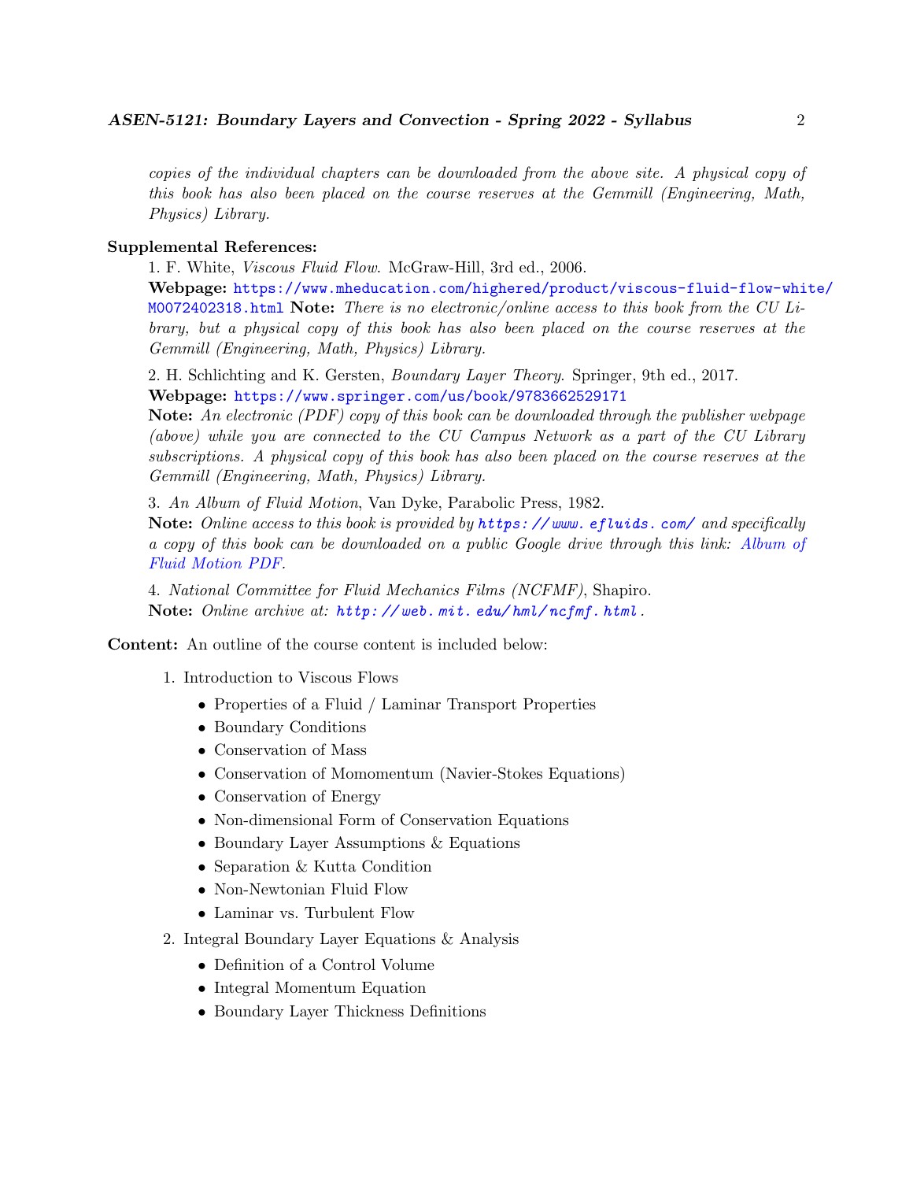*copies of the individual chapters can be downloaded from the above site. A physical copy of this book has also been placed on the course reserves at the Gemmill (Engineering, Math, Physics) Library.*

**Supplemental References:**

1. F. White, *Viscous Fluid Flow*. McGraw-Hill, 3rd ed., 2006.
**Webpage:** https://www.mheducation.com/highered/product/viscous-fluid-flow-white/M0072402318.html **Note:** *There is no electronic/online access to this book from the CU Library, but a physical copy of this book has also been placed on the course reserves at the Gemmill (Engineering, Math, Physics) Library.*

2. H. Schlichting and K. Gersten, *Boundary Layer Theory*. Springer, 9th ed., 2017.
**Webpage:** https://www.springer.com/us/book/9783662529171
**Note:** *An electronic (PDF) copy of this book can be downloaded through the publisher webpage (above) while you are connected to the CU Campus Network as a part of the CU Library subscriptions. A physical copy of this book has also been placed on the course reserves at the Gemmill (Engineering, Math, Physics) Library.*

3. *An Album of Fluid Motion*, Van Dyke, Parabolic Press, 1982.
**Note:** *Online access to this book is provided by https://www.efluids.com/ and specifically a copy of this book can be downloaded on a public Google drive through this link: Album of Fluid Motion PDF.*

4. *National Committee for Fluid Mechanics Films (NCFMF)*, Shapiro.
**Note:** *Online archive at: http://web.mit.edu/hml/ncfmf.html.*

**Content:** An outline of the course content is included below:

1. Introduction to Viscous Flows
   - Properties of a Fluid / Laminar Transport Properties
   - Boundary Conditions
   - Conservation of Mass
   - Conservation of Momomentum (Navier-Stokes Equations)
   - Conservation of Energy
   - Non-dimensional Form of Conservation Equations
   - Boundary Layer Assumptions & Equations
   - Separation & Kutta Condition
   - Non-Newtonian Fluid Flow
   - Laminar vs. Turbulent Flow
2. Integral Boundary Layer Equations & Analysis
   - Definition of a Control Volume
   - Integral Momentum Equation
   - Boundary Layer Thickness Definitions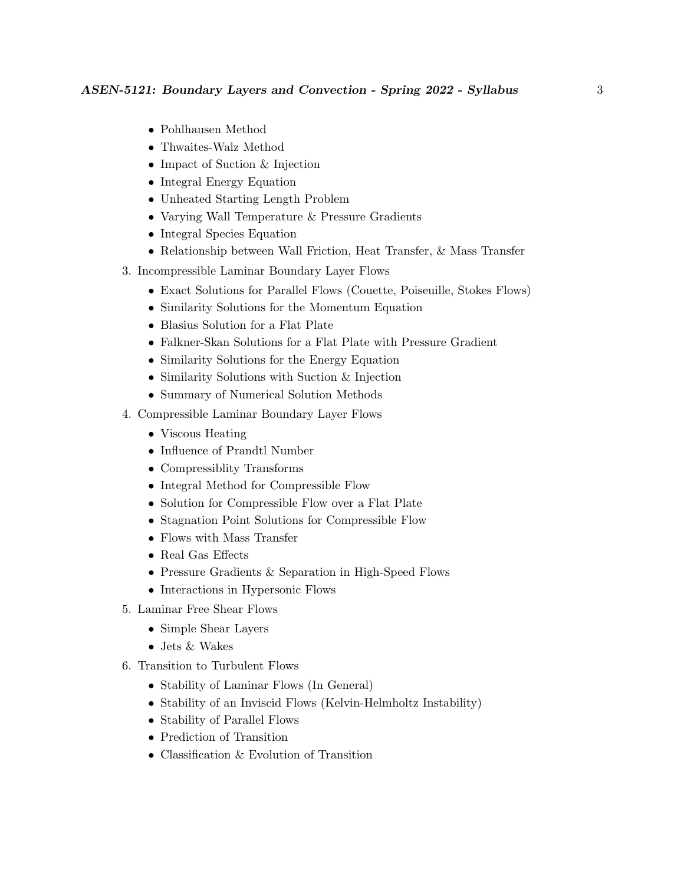- Pohlhausen Method
- Thwaites-Walz Method
- Impact of Suction & Injection
- Integral Energy Equation
- Unheated Starting Length Problem
- Varying Wall Temperature & Pressure Gradients
- Integral Species Equation
- Relationship between Wall Friction, Heat Transfer, & Mass Transfer

3. Incompressible Laminar Boundary Layer Flows
   - Exact Solutions for Parallel Flows (Couette, Poiseuille, Stokes Flows)
   - Similarity Solutions for the Momentum Equation
   - Blasius Solution for a Flat Plate
   - Falkner-Skan Solutions for a Flat Plate with Pressure Gradient
   - Similarity Solutions for the Energy Equation
   - Similarity Solutions with Suction & Injection
   - Summary of Numerical Solution Methods
4. Compressible Laminar Boundary Layer Flows
   - Viscous Heating
   - Influence of Prandtl Number
   - Compressiblity Transforms
   - Integral Method for Compressible Flow
   - Solution for Compressible Flow over a Flat Plate
   - Stagnation Point Solutions for Compressible Flow
   - Flows with Mass Transfer
   - Real Gas Effects
   - Pressure Gradients & Separation in High-Speed Flows
   - Interactions in Hypersonic Flows
5. Laminar Free Shear Flows
   - Simple Shear Layers
   - Jets & Wakes
6. Transition to Turbulent Flows
   - Stability of Laminar Flows (In General)
   - Stability of an Inviscid Flows (Kelvin-Helmholtz Instability)
   - Stability of Parallel Flows
   - Prediction of Transition
   - Classification & Evolution of Transition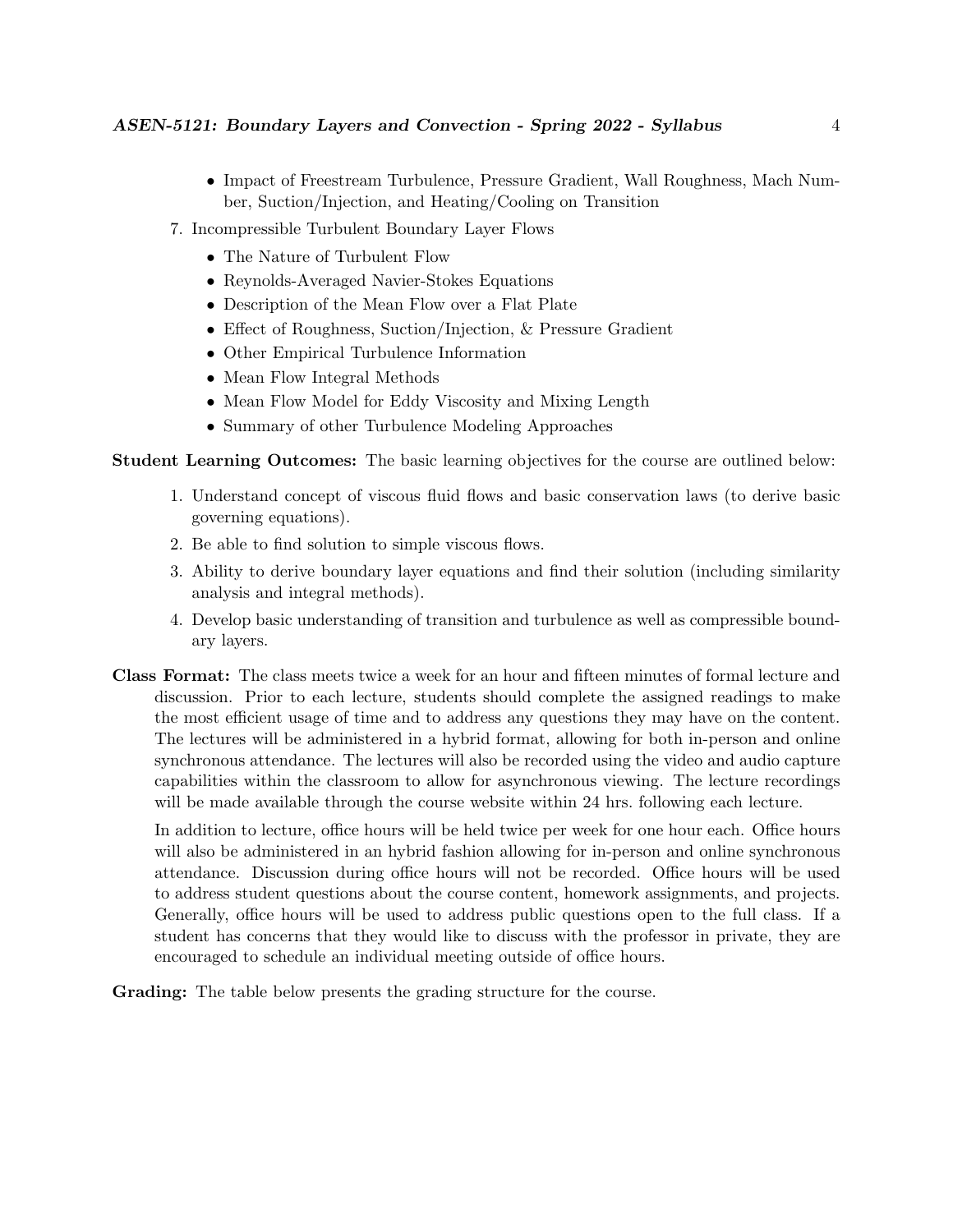- Impact of Freestream Turbulence, Pressure Gradient, Wall Roughness, Mach Number, Suction/Injection, and Heating/Cooling on Transition

7. Incompressible Turbulent Boundary Layer Flows
   - The Nature of Turbulent Flow
   - Reynolds-Averaged Navier-Stokes Equations
   - Description of the Mean Flow over a Flat Plate
   - Effect of Roughness, Suction/Injection, & Pressure Gradient
   - Other Empirical Turbulence Information
   - Mean Flow Integral Methods
   - Mean Flow Model for Eddy Viscosity and Mixing Length
   - Summary of other Turbulence Modeling Approaches

**Student Learning Outcomes:** The basic learning objectives for the course are outlined below:

1. Understand concept of viscous fluid flows and basic conservation laws (to derive basic governing equations).
2. Be able to find solution to simple viscous flows.
3. Ability to derive boundary layer equations and find their solution (including similarity analysis and integral methods).
4. Develop basic understanding of transition and turbulence as well as compressible boundary layers.

**Class Format:** The class meets twice a week for an hour and fifteen minutes of formal lecture and discussion. Prior to each lecture, students should complete the assigned readings to make the most efficient usage of time and to address any questions they may have on the content. The lectures will be administered in a hybrid format, allowing for both in-person and online synchronous attendance. The lectures will also be recorded using the video and audio capture capabilities within the classroom to allow for asynchronous viewing. The lecture recordings will be made available through the course website within 24 hrs. following each lecture.

In addition to lecture, office hours will be held twice per week for one hour each. Office hours will also be administered in an hybrid fashion allowing for in-person and online synchronous attendance. Discussion during office hours will not be recorded. Office hours will be used to address student questions about the course content, homework assignments, and projects. Generally, office hours will be used to address public questions open to the full class. If a student has concerns that they would like to discuss with the professor in private, they are encouraged to schedule an individual meeting outside of office hours.

**Grading:** The table below presents the grading structure for the course.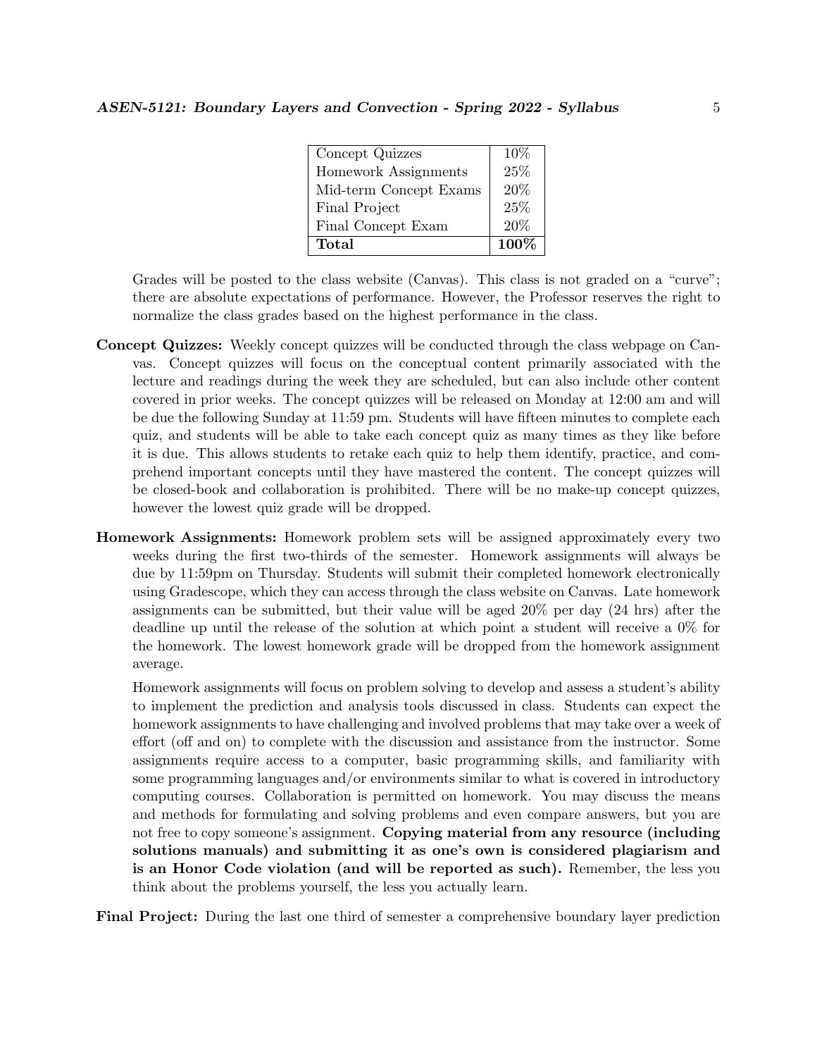| Component | Weight |
|---|---|
| Concept Quizzes | 10% |
| Homework Assignments | 25% |
| Mid-term Concept Exams | 20% |
| Final Project | 25% |
| Final Concept Exam | 20% |
| **Total** | **100%** |

Grades will be posted to the class website (Canvas). This class is not graded on a "curve"; there are absolute expectations of performance. However, the Professor reserves the right to normalize the class grades based on the highest performance in the class.

**Concept Quizzes:** Weekly concept quizzes will be conducted through the class webpage on Canvas. Concept quizzes will focus on the conceptual content primarily associated with the lecture and readings during the week they are scheduled, but can also include other content covered in prior weeks. The concept quizzes will be released on Monday at 12:00 am and will be due the following Sunday at 11:59 pm. Students will have fifteen minutes to complete each quiz, and students will be able to take each concept quiz as many times as they like before it is due. This allows students to retake each quiz to help them identify, practice, and comprehend important concepts until they have mastered the content. The concept quizzes will be closed-book and collaboration is prohibited. There will be no make-up concept quizzes, however the lowest quiz grade will be dropped.

**Homework Assignments:** Homework problem sets will be assigned approximately every two weeks during the first two-thirds of the semester. Homework assignments will always be due by 11:59pm on Thursday. Students will submit their completed homework electronically using Gradescope, which they can access through the class website on Canvas. Late homework assignments can be submitted, but their value will be aged 20% per day (24 hrs) after the deadline up until the release of the solution at which point a student will receive a 0% for the homework. The lowest homework grade will be dropped from the homework assignment average.

Homework assignments will focus on problem solving to develop and assess a student's ability to implement the prediction and analysis tools discussed in class. Students can expect the homework assignments to have challenging and involved problems that may take over a week of effort (off and on) to complete with the discussion and assistance from the instructor. Some assignments require access to a computer, basic programming skills, and familiarity with some programming languages and/or environments similar to what is covered in introductory computing courses. Collaboration is permitted on homework. You may discuss the means and methods for formulating and solving problems and even compare answers, but you are not free to copy someone's assignment. **Copying material from any resource (including solutions manuals) and submitting it as one's own is considered plagiarism and is an Honor Code violation (and will be reported as such).** Remember, the less you think about the problems yourself, the less you actually learn.

**Final Project:** During the last one third of semester a comprehensive boundary layer prediction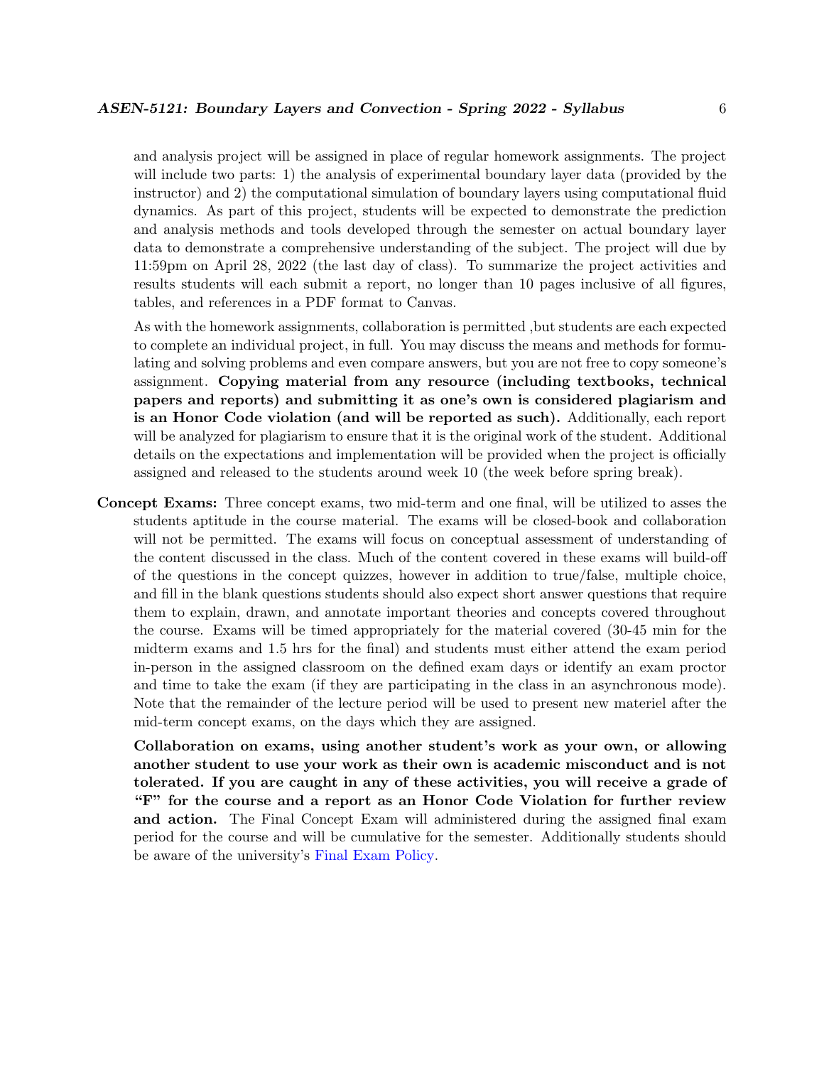and analysis project will be assigned in place of regular homework assignments. The project will include two parts: 1) the analysis of experimental boundary layer data (provided by the instructor) and 2) the computational simulation of boundary layers using computational fluid dynamics. As part of this project, students will be expected to demonstrate the prediction and analysis methods and tools developed through the semester on actual boundary layer data to demonstrate a comprehensive understanding of the subject. The project will due by 11:59pm on April 28, 2022 (the last day of class). To summarize the project activities and results students will each submit a report, no longer than 10 pages inclusive of all figures, tables, and references in a PDF format to Canvas.

As with the homework assignments, collaboration is permitted ,but students are each expected to complete an individual project, in full. You may discuss the means and methods for formulating and solving problems and even compare answers, but you are not free to copy someone's assignment. **Copying material from any resource (including textbooks, technical papers and reports) and submitting it as one's own is considered plagiarism and is an Honor Code violation (and will be reported as such).** Additionally, each report will be analyzed for plagiarism to ensure that it is the original work of the student. Additional details on the expectations and implementation will be provided when the project is officially assigned and released to the students around week 10 (the week before spring break).

**Concept Exams:** Three concept exams, two mid-term and one final, will be utilized to asses the students aptitude in the course material. The exams will be closed-book and collaboration will not be permitted. The exams will focus on conceptual assessment of understanding of the content discussed in the class. Much of the content covered in these exams will build-off of the questions in the concept quizzes, however in addition to true/false, multiple choice, and fill in the blank questions students should also expect short answer questions that require them to explain, drawn, and annotate important theories and concepts covered throughout the course. Exams will be timed appropriately for the material covered (30-45 min for the midterm exams and 1.5 hrs for the final) and students must either attend the exam period in-person in the assigned classroom on the defined exam days or identify an exam proctor and time to take the exam (if they are participating in the class in an asynchronous mode). Note that the remainder of the lecture period will be used to present new materiel after the mid-term concept exams, on the days which they are assigned.

**Collaboration on exams, using another student's work as your own, or allowing another student to use your work as their own is academic misconduct and is not tolerated. If you are caught in any of these activities, you will receive a grade of "F" for the course and a report as an Honor Code Violation for further review and action.** The Final Concept Exam will administered during the assigned final exam period for the course and will be cumulative for the semester. Additionally students should be aware of the university's Final Exam Policy.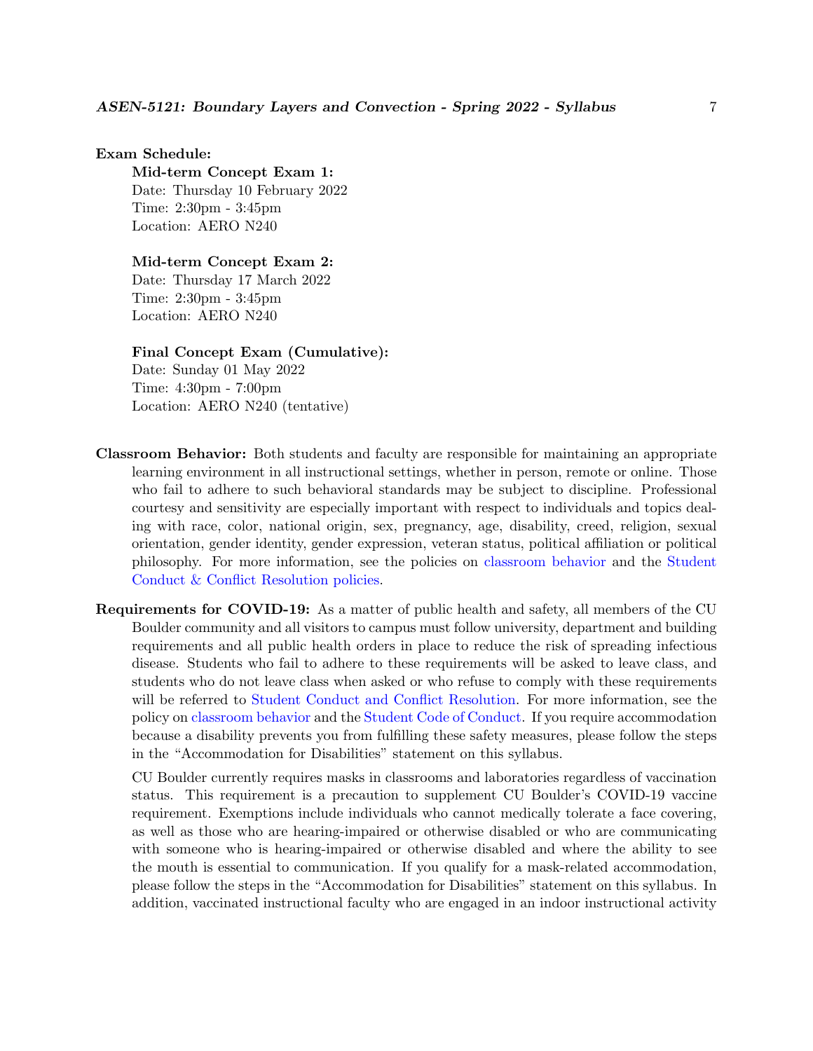**Exam Schedule:**

**Mid-term Concept Exam 1:**
Date: Thursday 10 February 2022
Time: 2:30pm - 3:45pm
Location: AERO N240

**Mid-term Concept Exam 2:**
Date: Thursday 17 March 2022
Time: 2:30pm - 3:45pm
Location: AERO N240

**Final Concept Exam (Cumulative):**
Date: Sunday 01 May 2022
Time: 4:30pm - 7:00pm
Location: AERO N240 (tentative)

**Classroom Behavior:** Both students and faculty are responsible for maintaining an appropriate learning environment in all instructional settings, whether in person, remote or online. Those who fail to adhere to such behavioral standards may be subject to discipline. Professional courtesy and sensitivity are especially important with respect to individuals and topics dealing with race, color, national origin, sex, pregnancy, age, disability, creed, religion, sexual orientation, gender identity, gender expression, veteran status, political affiliation or political philosophy. For more information, see the policies on classroom behavior and the Student Conduct & Conflict Resolution policies.

**Requirements for COVID-19:** As a matter of public health and safety, all members of the CU Boulder community and all visitors to campus must follow university, department and building requirements and all public health orders in place to reduce the risk of spreading infectious disease. Students who fail to adhere to these requirements will be asked to leave class, and students who do not leave class when asked or who refuse to comply with these requirements will be referred to Student Conduct and Conflict Resolution. For more information, see the policy on classroom behavior and the Student Code of Conduct. If you require accommodation because a disability prevents you from fulfilling these safety measures, please follow the steps in the "Accommodation for Disabilities" statement on this syllabus.

CU Boulder currently requires masks in classrooms and laboratories regardless of vaccination status. This requirement is a precaution to supplement CU Boulder's COVID-19 vaccine requirement. Exemptions include individuals who cannot medically tolerate a face covering, as well as those who are hearing-impaired or otherwise disabled or who are communicating with someone who is hearing-impaired or otherwise disabled and where the ability to see the mouth is essential to communication. If you qualify for a mask-related accommodation, please follow the steps in the "Accommodation for Disabilities" statement on this syllabus. In addition, vaccinated instructional faculty who are engaged in an indoor instructional activity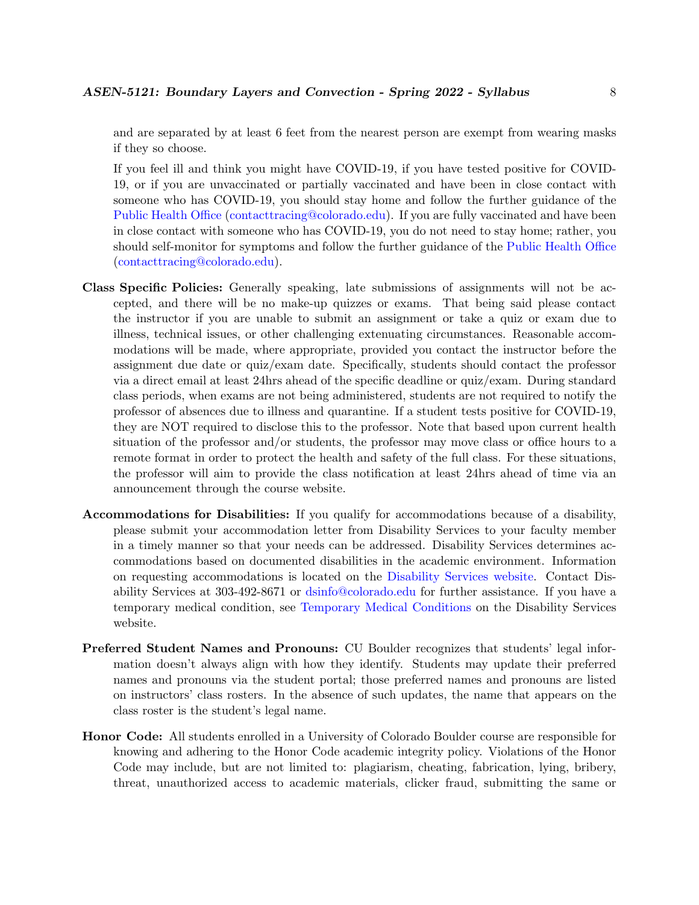and are separated by at least 6 feet from the nearest person are exempt from wearing masks if they so choose.

If you feel ill and think you might have COVID-19, if you have tested positive for COVID-19, or if you are unvaccinated or partially vaccinated and have been in close contact with someone who has COVID-19, you should stay home and follow the further guidance of the Public Health Office (contacttracing@colorado.edu). If you are fully vaccinated and have been in close contact with someone who has COVID-19, you do not need to stay home; rather, you should self-monitor for symptoms and follow the further guidance of the Public Health Office (contacttracing@colorado.edu).

**Class Specific Policies:** Generally speaking, late submissions of assignments will not be accepted, and there will be no make-up quizzes or exams. That being said please contact the instructor if you are unable to submit an assignment or take a quiz or exam due to illness, technical issues, or other challenging extenuating circumstances. Reasonable accommodations will be made, where appropriate, provided you contact the instructor before the assignment due date or quiz/exam date. Specifically, students should contact the professor via a direct email at least 24hrs ahead of the specific deadline or quiz/exam. During standard class periods, when exams are not being administered, students are not required to notify the professor of absences due to illness and quarantine. If a student tests positive for COVID-19, they are NOT required to disclose this to the professor. Note that based upon current health situation of the professor and/or students, the professor may move class or office hours to a remote format in order to protect the health and safety of the full class. For these situations, the professor will aim to provide the class notification at least 24hrs ahead of time via an announcement through the course website.

**Accommodations for Disabilities:** If you qualify for accommodations because of a disability, please submit your accommodation letter from Disability Services to your faculty member in a timely manner so that your needs can be addressed. Disability Services determines accommodations based on documented disabilities in the academic environment. Information on requesting accommodations is located on the Disability Services website. Contact Disability Services at 303-492-8671 or dsinfo@colorado.edu for further assistance. If you have a temporary medical condition, see Temporary Medical Conditions on the Disability Services website.

**Preferred Student Names and Pronouns:** CU Boulder recognizes that students' legal information doesn't always align with how they identify. Students may update their preferred names and pronouns via the student portal; those preferred names and pronouns are listed on instructors' class rosters. In the absence of such updates, the name that appears on the class roster is the student's legal name.

**Honor Code:** All students enrolled in a University of Colorado Boulder course are responsible for knowing and adhering to the Honor Code academic integrity policy. Violations of the Honor Code may include, but are not limited to: plagiarism, cheating, fabrication, lying, bribery, threat, unauthorized access to academic materials, clicker fraud, submitting the same or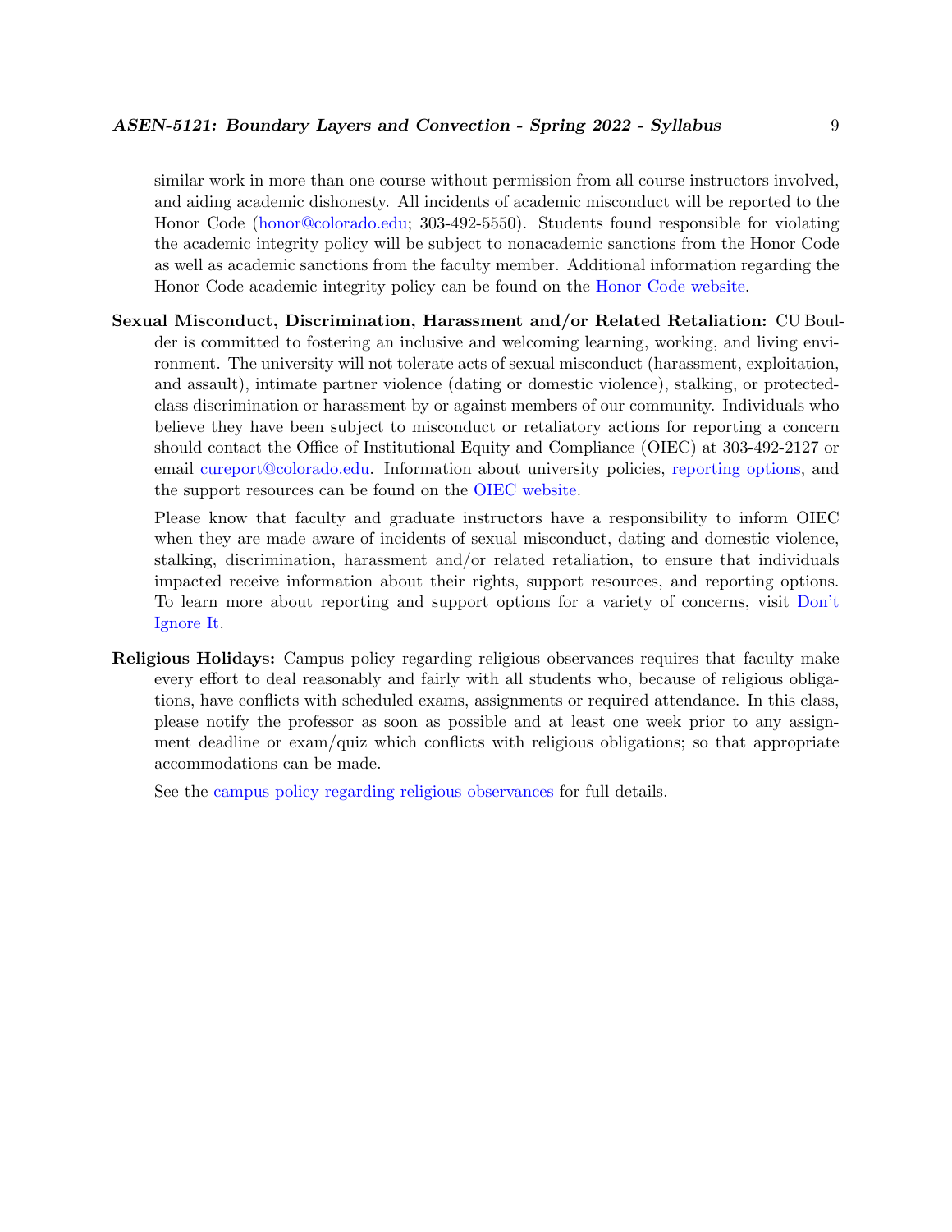similar work in more than one course without permission from all course instructors involved, and aiding academic dishonesty. All incidents of academic misconduct will be reported to the Honor Code (honor@colorado.edu; 303-492-5550). Students found responsible for violating the academic integrity policy will be subject to nonacademic sanctions from the Honor Code as well as academic sanctions from the faculty member. Additional information regarding the Honor Code academic integrity policy can be found on the Honor Code website.

**Sexual Misconduct, Discrimination, Harassment and/or Related Retaliation:** CU Boulder is committed to fostering an inclusive and welcoming learning, working, and living environment. The university will not tolerate acts of sexual misconduct (harassment, exploitation, and assault), intimate partner violence (dating or domestic violence), stalking, or protected-class discrimination or harassment by or against members of our community. Individuals who believe they have been subject to misconduct or retaliatory actions for reporting a concern should contact the Office of Institutional Equity and Compliance (OIEC) at 303-492-2127 or email cureport@colorado.edu. Information about university policies, reporting options, and the support resources can be found on the OIEC website.

Please know that faculty and graduate instructors have a responsibility to inform OIEC when they are made aware of incidents of sexual misconduct, dating and domestic violence, stalking, discrimination, harassment and/or related retaliation, to ensure that individuals impacted receive information about their rights, support resources, and reporting options. To learn more about reporting and support options for a variety of concerns, visit Don't Ignore It.

**Religious Holidays:** Campus policy regarding religious observances requires that faculty make every effort to deal reasonably and fairly with all students who, because of religious obligations, have conflicts with scheduled exams, assignments or required attendance. In this class, please notify the professor as soon as possible and at least one week prior to any assignment deadline or exam/quiz which conflicts with religious obligations; so that appropriate accommodations can be made.

See the campus policy regarding religious observances for full details.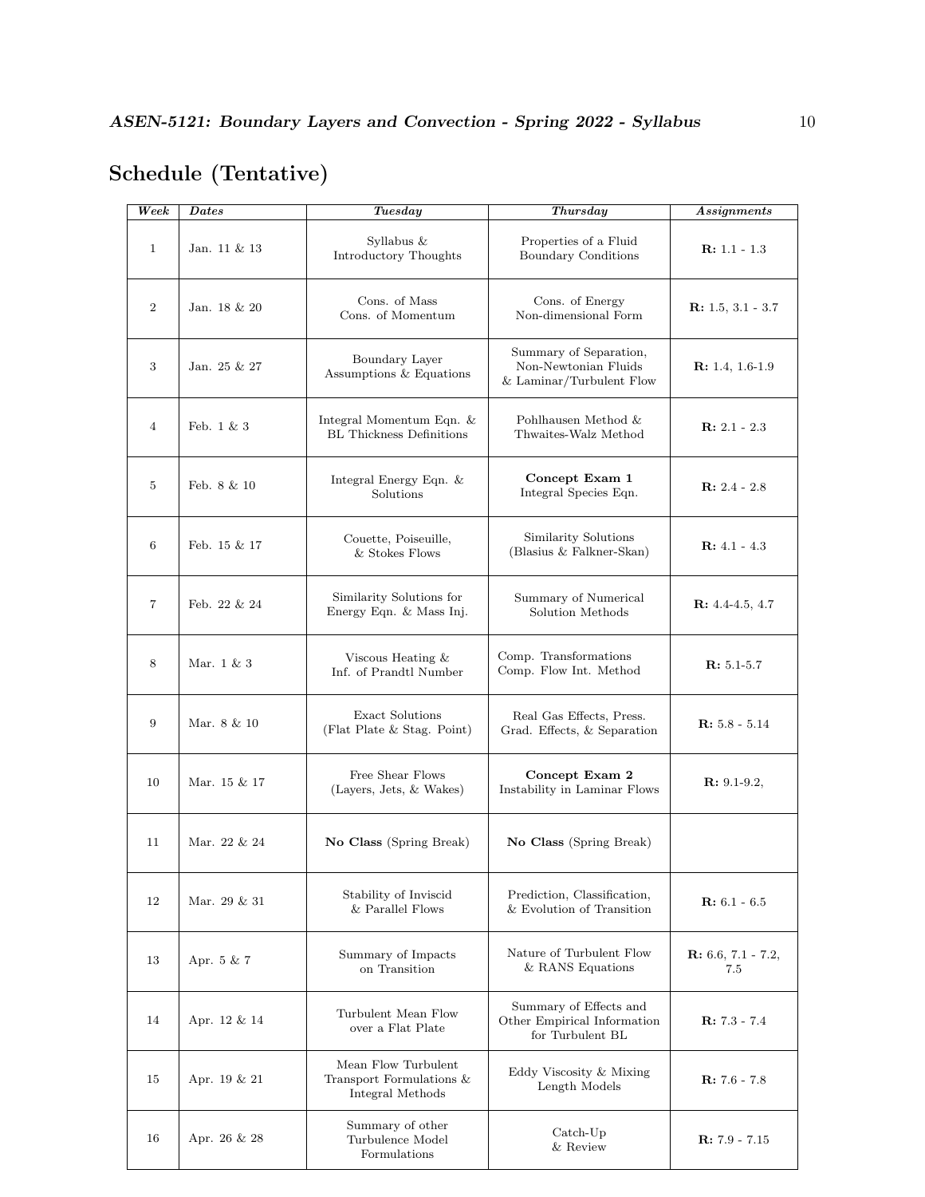## Schedule (Tentative)

| *Week* | *Dates* | *Tuesday* | *Thursday* | *Assignments* |
|---|---|---|---|---|
| 1 | Jan. 11 & 13 | Syllabus & Introductory Thoughts | Properties of a Fluid Boundary Conditions | **R:** 1.1 - 1.3 |
| 2 | Jan. 18 & 20 | Cons. of Mass Cons. of Momentum | Cons. of Energy Non-dimensional Form | **R:** 1.5, 3.1 - 3.7 |
| 3 | Jan. 25 & 27 | Boundary Layer Assumptions & Equations | Summary of Separation, Non-Newtonian Fluids & Laminar/Turbulent Flow | **R:** 1.4, 1.6-1.9 |
| 4 | Feb. 1 & 3 | Integral Momentum Eqn. & BL Thickness Definitions | Pohlhausen Method & Thwaites-Walz Method | **R:** 2.1 - 2.3 |
| 5 | Feb. 8 & 10 | Integral Energy Eqn. & Solutions | **Concept Exam 1** Integral Species Eqn. | **R:** 2.4 - 2.8 |
| 6 | Feb. 15 & 17 | Couette, Poiseuille, & Stokes Flows | Similarity Solutions (Blasius & Falkner-Skan) | **R:** 4.1 - 4.3 |
| 7 | Feb. 22 & 24 | Similarity Solutions for Energy Eqn. & Mass Inj. | Summary of Numerical Solution Methods | **R:** 4.4-4.5, 4.7 |
| 8 | Mar. 1 & 3 | Viscous Heating & Inf. of Prandtl Number | Comp. Transformations Comp. Flow Int. Method | **R:** 5.1-5.7 |
| 9 | Mar. 8 & 10 | Exact Solutions (Flat Plate & Stag. Point) | Real Gas Effects, Press. Grad. Effects, & Separation | **R:** 5.8 - 5.14 |
| 10 | Mar. 15 & 17 | Free Shear Flows (Layers, Jets, & Wakes) | **Concept Exam 2** Instability in Laminar Flows | **R:** 9.1-9.2, |
| 11 | Mar. 22 & 24 | **No Class** (Spring Break) | **No Class** (Spring Break) | |
| 12 | Mar. 29 & 31 | Stability of Inviscid & Parallel Flows | Prediction, Classification, & Evolution of Transition | **R:** 6.1 - 6.5 |
| 13 | Apr. 5 & 7 | Summary of Impacts on Transition | Nature of Turbulent Flow & RANS Equations | **R:** 6.6, 7.1 - 7.2, 7.5 |
| 14 | Apr. 12 & 14 | Turbulent Mean Flow over a Flat Plate | Summary of Effects and Other Empirical Information for Turbulent BL | **R:** 7.3 - 7.4 |
| 15 | Apr. 19 & 21 | Mean Flow Turbulent Transport Formulations & Integral Methods | Eddy Viscosity & Mixing Length Models | **R:** 7.6 - 7.8 |
| 16 | Apr. 26 & 28 | Summary of other Turbulence Model Formulations | Catch-Up & Review | **R:** 7.9 - 7.15 |